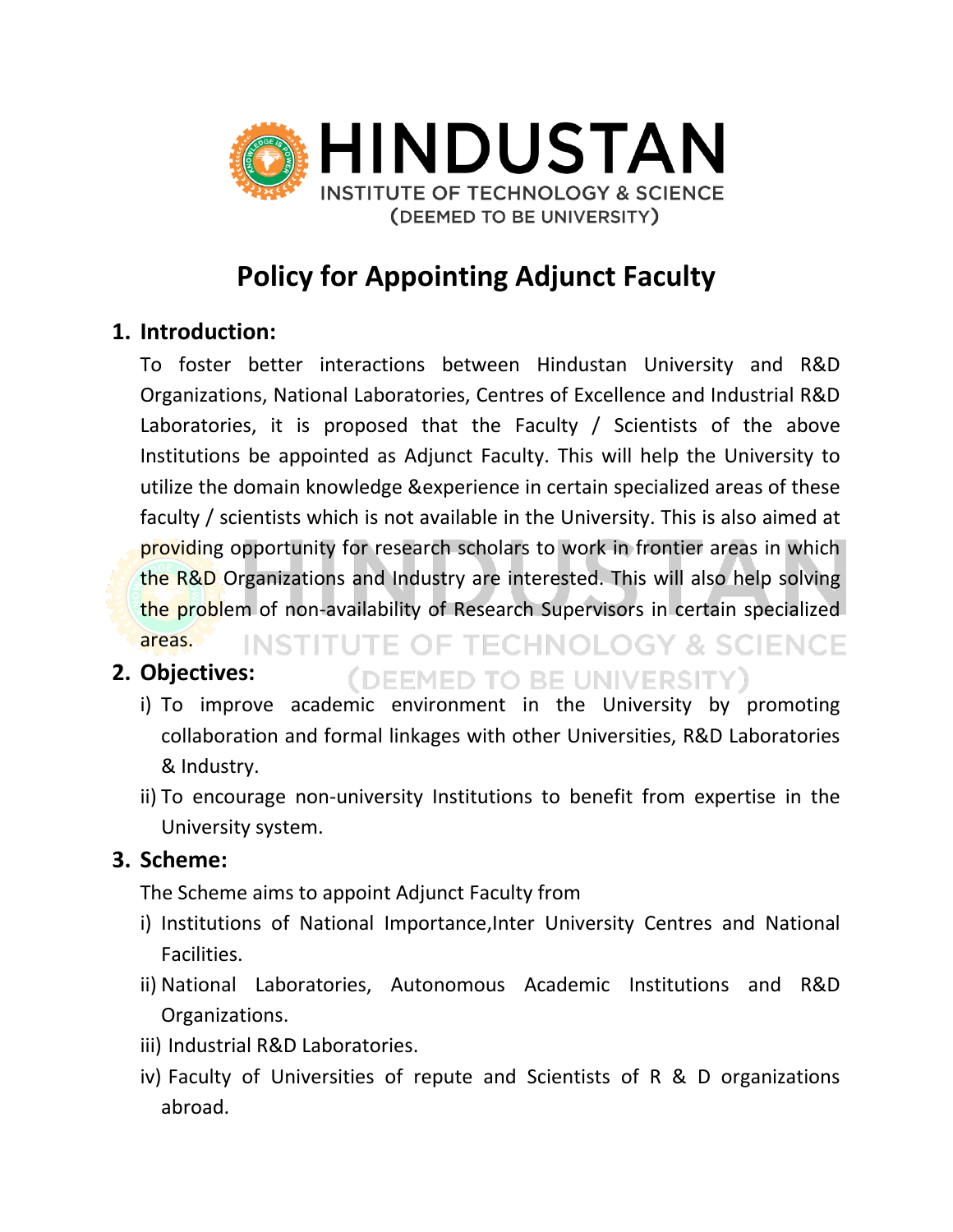HINDUSTAN

INSTITUTE OF TECHNOLOGY & SCIENCE

(DEEMED TO BE UNIVERSITY)

# Policy for Appointing Adjunct Faculty

## 1. Introduction:

To foster better interactions between Hindustan University and R&D Organizations, National Laboratories, Centres of Excellence and Industrial R&D Laboratories, it is proposed that the Faculty / Scientists of the above Institutions be appointed as Adjunct Faculty. This will help the University to utilize the domain knowledge &experience in certain specialized areas of these faculty / scientists which is not available in the University. This is also aimed at providing opportunity for research scholars to work in frontier areas in which the R&D Organizations and Industry are interested. This will also help solving the problem of non-availability of Research Supervisors in certain specialized areas.

## 2. Objectives:

i) To improve academic environment in the University by promoting collaboration and formal linkages with other Universities, R&D Laboratories & Industry.

ii) To encourage non-university Institutions to benefit from expertise in the University system.

## 3. Scheme:

The Scheme aims to appoint Adjunct Faculty from

i) Institutions of National Importance,Inter University Centres and National Facilities.

ii) National Laboratories, Autonomous Academic Institutions and R&D Organizations.

iii) Industrial R&D Laboratories.

iv) Faculty of Universities of repute and Scientists of R & D organizations abroad.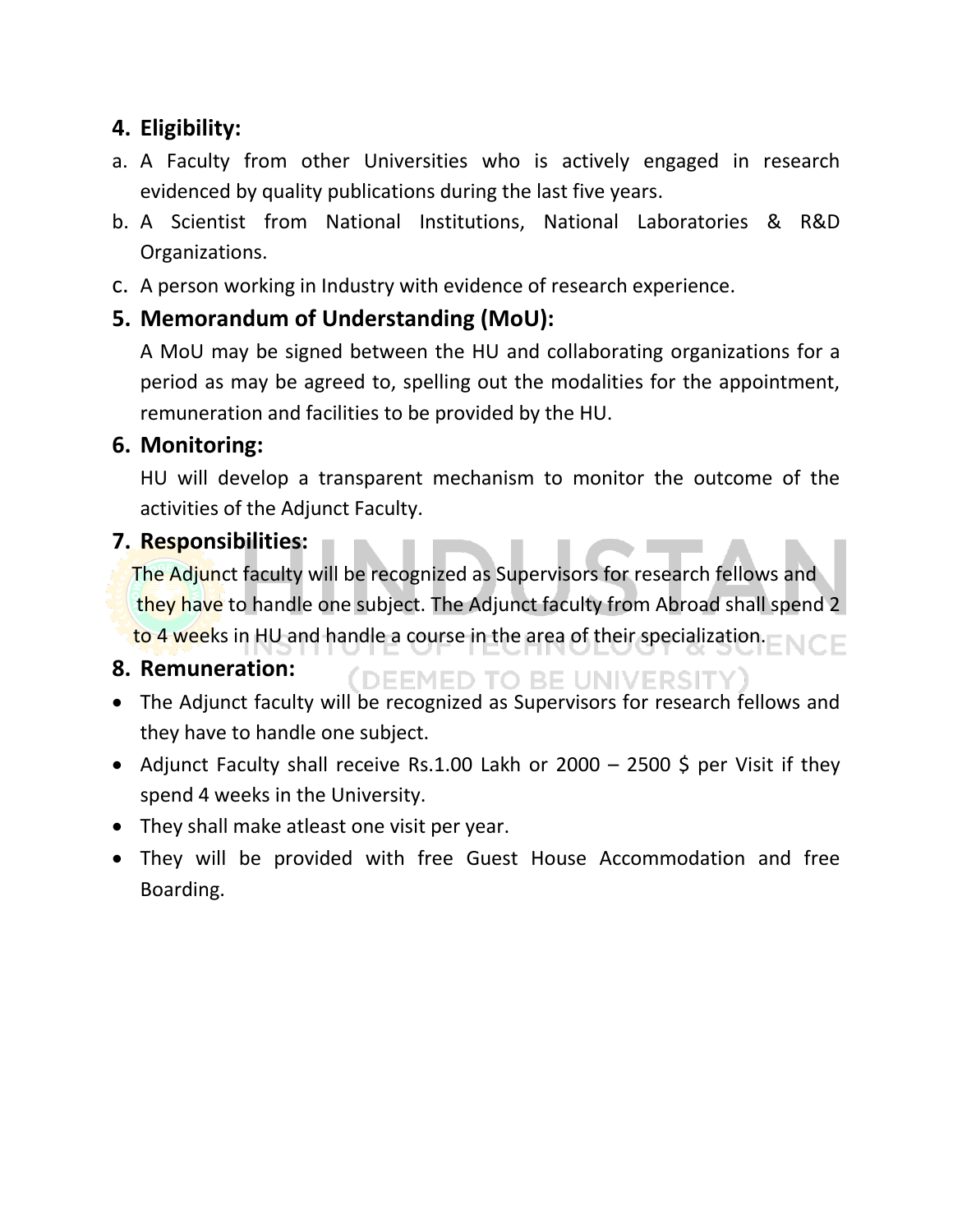## 4. Eligibility:

a. A Faculty from other Universities who is actively engaged in research evidenced by quality publications during the last five years.

b. A Scientist from National Institutions, National Laboratories & R&D Organizations.

c. A person working in Industry with evidence of research experience.

## 5. Memorandum of Understanding (MoU):

A MoU may be signed between the HU and collaborating organizations for a period as may be agreed to, spelling out the modalities for the appointment, remuneration and facilities to be provided by the HU.

## 6. Monitoring:

HU will develop a transparent mechanism to monitor the outcome of the activities of the Adjunct Faculty.

## 7. Responsibilities:

The Adjunct faculty will be recognized as Supervisors for research fellows and they have to handle one subject. The Adjunct faculty from Abroad shall spend 2 to 4 weeks in HU and handle a course in the area of their specialization.

## 8. Remuneration:

- The Adjunct faculty will be recognized as Supervisors for research fellows and they have to handle one subject.
- Adjunct Faculty shall receive Rs.1.00 Lakh or 2000 – 2500 $ per Visit if they spend 4 weeks in the University.
- They shall make atleast one visit per year.
- They will be provided with free Guest House Accommodation and free Boarding.